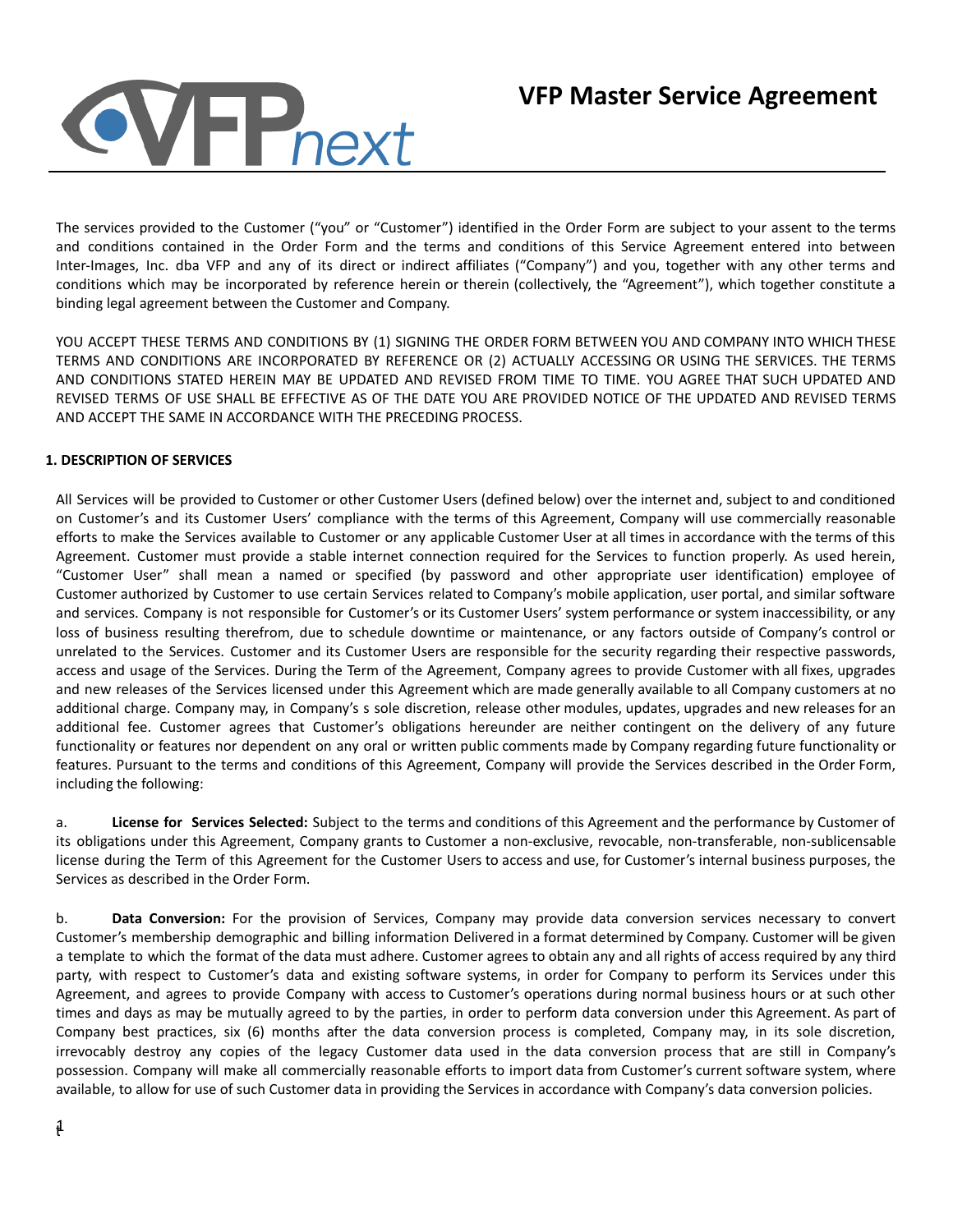# VFP Master Service Agreement

The services provided to the Customer ("you" or "Customer") identified in the Order Form are subject to your assent to the terms and conditions contained in the Order Form and the terms and conditions of this Service Agreement entered into between Inter-Images, Inc. dba VFP and any of its direct or indirect affiliates ("Company") and you, together with any other terms and conditions which may be incorporated by reference herein or therein (collectively, the "Agreement"), which together constitute a binding legal agreement between the Customer and Company.

YOU ACCEPT THESE TERMS AND CONDITIONS BY (1) SIGNING THE ORDER FORM BETWEEN YOU AND COMPANY INTO WHICH THESE TERMS AND CONDITIONS ARE INCORPORATED BY REFERENCE OR (2) ACTUALLY ACCESSING OR USING THE SERVICES. THE TERMS AND CONDITIONS STATED HEREIN MAY BE UPDATED AND REVISED FROM TIME TO TIME. YOU AGREE THAT SUCH UPDATED AND REVISED TERMS OF USE SHALL BE EFFECTIVE AS OF THE DATE YOU ARE PROVIDED NOTICE OF THE UPDATED AND REVISED TERMS AND ACCEPT THE SAME IN ACCORDANCE WITH THE PRECEDING PROCESS.

## 1. DESCRIPTION OF SERVICES

All Services will be provided to Customer or other Customer Users (defined below) over the internet and, subject to and conditioned on Customer's and its Customer Users' compliance with the terms of this Agreement, Company will use commercially reasonable efforts to make the Services available to Customer or any applicable Customer User at all times in accordance with the terms of this Agreement. Customer must provide a stable internet connection required for the Services to function properly. As used herein, "Customer User" shall mean a named or specified (by password and other appropriate user identification) employee of Customer authorized by Customer to use certain Services related to Company's mobile application, user portal, and similar software and services. Company is not responsible for Customer's or its Customer Users' system performance or system inaccessibility, or any loss of business resulting therefrom, due to schedule downtime or maintenance, or any factors outside of Company's control or unrelated to the Services. Customer and its Customer Users are responsible for the security regarding their respective passwords, access and usage of the Services. During the Term of the Agreement, Company agrees to provide Customer with all fixes, upgrades and new releases of the Services licensed under this Agreement which are made generally available to all Company customers at no additional charge. Company may, in Company's s sole discretion, release other modules, updates, upgrades and new releases for an additional fee. Customer agrees that Customer's obligations hereunder are neither contingent on the delivery of any future functionality or features nor dependent on any oral or written public comments made by Company regarding future functionality or features. Pursuant to the terms and conditions of this Agreement, Company will provide the Services described in the Order Form, including the following:

a. **License for Services Selected:** Subject to the terms and conditions of this Agreement and the performance by Customer of its obligations under this Agreement, Company grants to Customer a non-exclusive, revocable, non-transferable, non-sublicensable license during the Term of this Agreement for the Customer Users to access and use, for Customer's internal business purposes, the Services as described in the Order Form.

b. **Data Conversion:** For the provision of Services, Company may provide data conversion services necessary to convert Customer's membership demographic and billing information Delivered in a format determined by Company. Customer will be given a template to which the format of the data must adhere. Customer agrees to obtain any and all rights of access required by any third party, with respect to Customer's data and existing software systems, in order for Company to perform its Services under this Agreement, and agrees to provide Company with access to Customer's operations during normal business hours or at such other times and days as may be mutually agreed to by the parties, in order to perform data conversion under this Agreement. As part of Company best practices, six (6) months after the data conversion process is completed, Company may, in its sole discretion, irrevocably destroy any copies of the legacy Customer data used in the data conversion process that are still in Company's possession. Company will make all commercially reasonable efforts to import data from Customer's current software system, where available, to allow for use of such Customer data in providing the Services in accordance with Company's data conversion policies.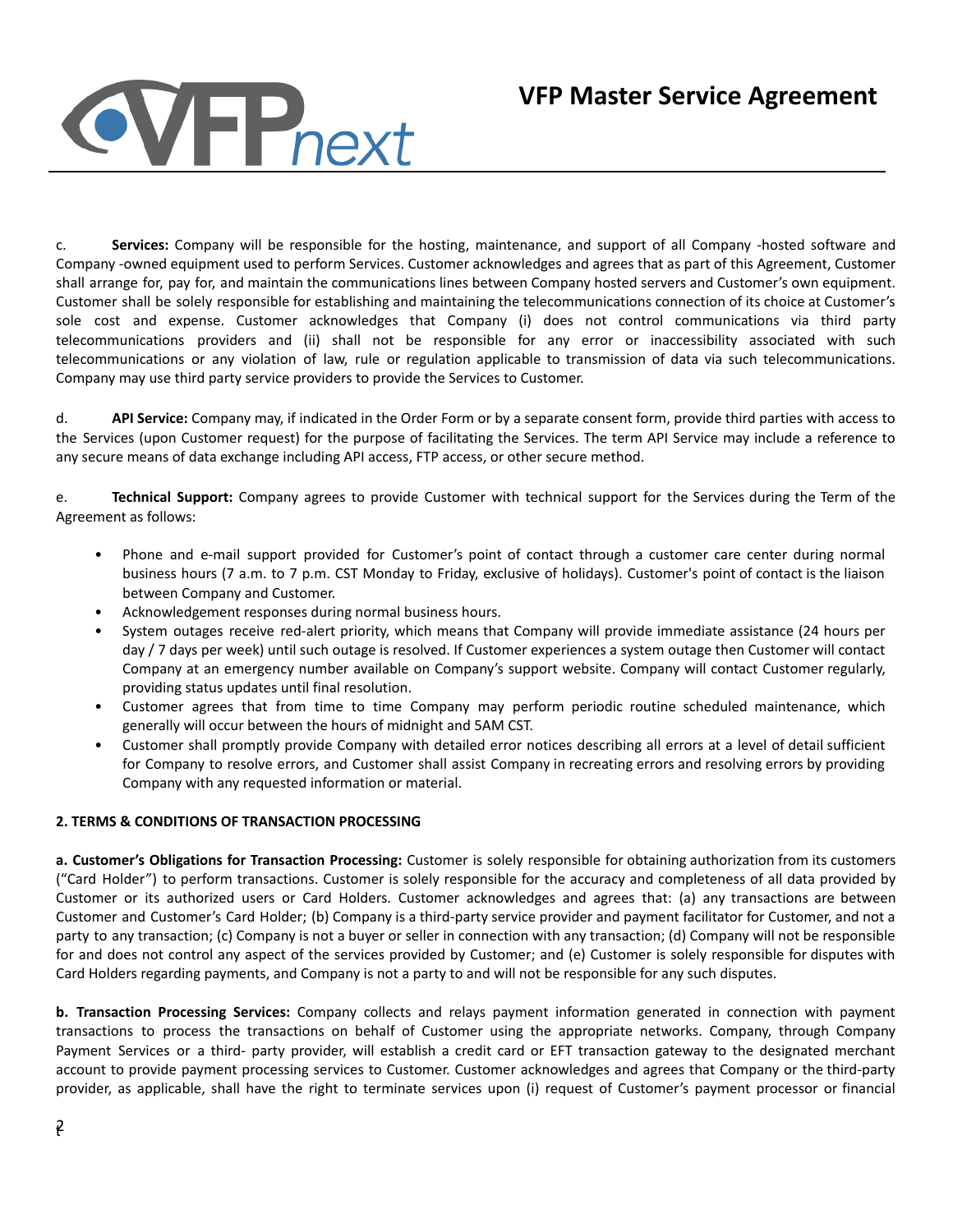c. **Services:** Company will be responsible for the hosting, maintenance, and support of all Company -hosted software and Company -owned equipment used to perform Services. Customer acknowledges and agrees that as part of this Agreement, Customer shall arrange for, pay for, and maintain the communications lines between Company hosted servers and Customer's own equipment. Customer shall be solely responsible for establishing and maintaining the telecommunications connection of its choice at Customer's sole cost and expense. Customer acknowledges that Company (i) does not control communications via third party telecommunications providers and (ii) shall not be responsible for any error or inaccessibility associated with such telecommunications or any violation of law, rule or regulation applicable to transmission of data via such telecommunications. Company may use third party service providers to provide the Services to Customer.

d. **API Service:** Company may, if indicated in the Order Form or by a separate consent form, provide third parties with access to the Services (upon Customer request) for the purpose of facilitating the Services. The term API Service may include a reference to any secure means of data exchange including API access, FTP access, or other secure method.

e. **Technical Support:** Company agrees to provide Customer with technical support for the Services during the Term of the Agreement as follows:

- Phone and e-mail support provided for Customer's point of contact through a customer care center during normal business hours (7 a.m. to 7 p.m. CST Monday to Friday, exclusive of holidays). Customer's point of contact is the liaison between Company and Customer.
- Acknowledgement responses during normal business hours.
- System outages receive red-alert priority, which means that Company will provide immediate assistance (24 hours per day / 7 days per week) until such outage is resolved. If Customer experiences a system outage then Customer will contact Company at an emergency number available on Company's support website. Company will contact Customer regularly, providing status updates until final resolution.
- Customer agrees that from time to time Company may perform periodic routine scheduled maintenance, which generally will occur between the hours of midnight and 5AM CST.
- Customer shall promptly provide Company with detailed error notices describing all errors at a level of detail sufficient for Company to resolve errors, and Customer shall assist Company in recreating errors and resolving errors by providing Company with any requested information or material.

**2. TERMS & CONDITIONS OF TRANSACTION PROCESSING**

**a. Customer's Obligations for Transaction Processing:** Customer is solely responsible for obtaining authorization from its customers ("Card Holder") to perform transactions. Customer is solely responsible for the accuracy and completeness of all data provided by Customer or its authorized users or Card Holders. Customer acknowledges and agrees that: (a) any transactions are between Customer and Customer's Card Holder; (b) Company is a third-party service provider and payment facilitator for Customer, and not a party to any transaction; (c) Company is not a buyer or seller in connection with any transaction; (d) Company will not be responsible for and does not control any aspect of the services provided by Customer; and (e) Customer is solely responsible for disputes with Card Holders regarding payments, and Company is not a party to and will not be responsible for any such disputes.

**b. Transaction Processing Services:** Company collects and relays payment information generated in connection with payment transactions to process the transactions on behalf of Customer using the appropriate networks. Company, through Company Payment Services or a third- party provider, will establish a credit card or EFT transaction gateway to the designated merchant account to provide payment processing services to Customer. Customer acknowledges and agrees that Company or the third-party provider, as applicable, shall have the right to terminate services upon (i) request of Customer's payment processor or financial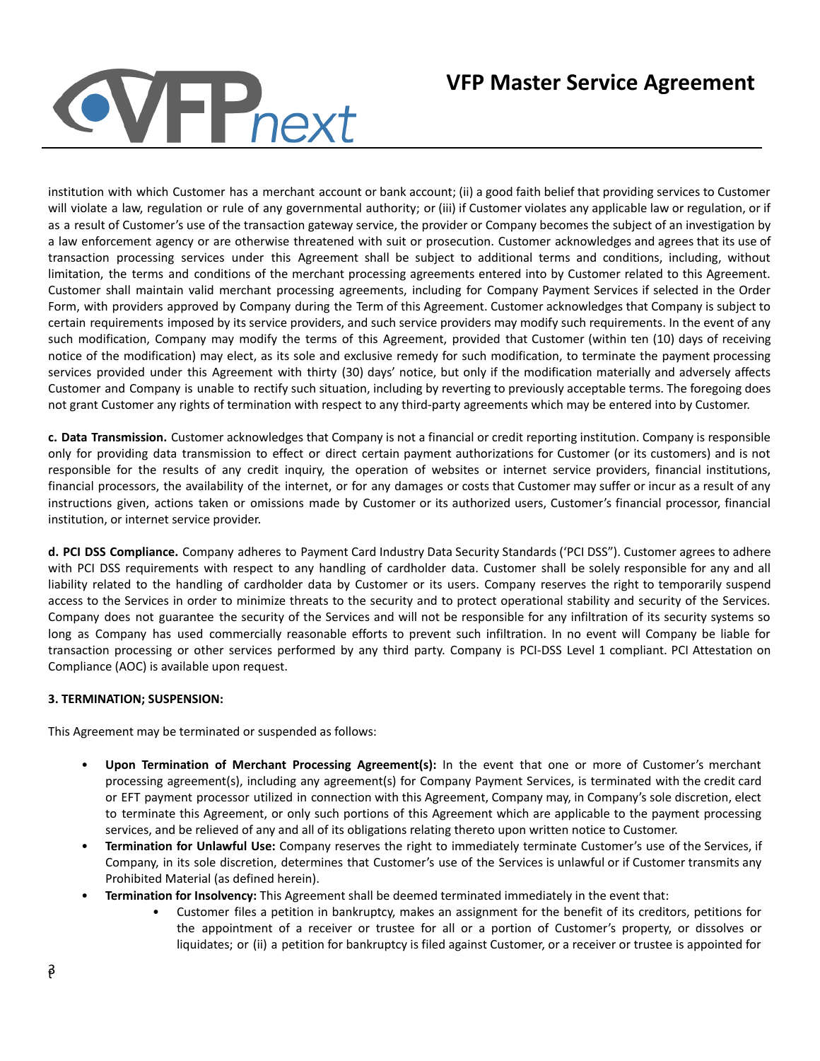institution with which Customer has a merchant account or bank account; (ii) a good faith belief that providing services to Customer will violate a law, regulation or rule of any governmental authority; or (iii) if Customer violates any applicable law or regulation, or if as a result of Customer's use of the transaction gateway service, the provider or Company becomes the subject of an investigation by a law enforcement agency or are otherwise threatened with suit or prosecution. Customer acknowledges and agrees that its use of transaction processing services under this Agreement shall be subject to additional terms and conditions, including, without limitation, the terms and conditions of the merchant processing agreements entered into by Customer related to this Agreement. Customer shall maintain valid merchant processing agreements, including for Company Payment Services if selected in the Order Form, with providers approved by Company during the Term of this Agreement. Customer acknowledges that Company is subject to certain requirements imposed by its service providers, and such service providers may modify such requirements. In the event of any such modification, Company may modify the terms of this Agreement, provided that Customer (within ten (10) days of receiving notice of the modification) may elect, as its sole and exclusive remedy for such modification, to terminate the payment processing services provided under this Agreement with thirty (30) days' notice, but only if the modification materially and adversely affects Customer and Company is unable to rectify such situation, including by reverting to previously acceptable terms. The foregoing does not grant Customer any rights of termination with respect to any third-party agreements which may be entered into by Customer.

**c. Data Transmission.** Customer acknowledges that Company is not a financial or credit reporting institution. Company is responsible only for providing data transmission to effect or direct certain payment authorizations for Customer (or its customers) and is not responsible for the results of any credit inquiry, the operation of websites or internet service providers, financial institutions, financial processors, the availability of the internet, or for any damages or costs that Customer may suffer or incur as a result of any instructions given, actions taken or omissions made by Customer or its authorized users, Customer's financial processor, financial institution, or internet service provider.

**d. PCI DSS Compliance.** Company adheres to Payment Card Industry Data Security Standards ('PCI DSS"). Customer agrees to adhere with PCI DSS requirements with respect to any handling of cardholder data. Customer shall be solely responsible for any and all liability related to the handling of cardholder data by Customer or its users. Company reserves the right to temporarily suspend access to the Services in order to minimize threats to the security and to protect operational stability and security of the Services. Company does not guarantee the security of the Services and will not be responsible for any infiltration of its security systems so long as Company has used commercially reasonable efforts to prevent such infiltration. In no event will Company be liable for transaction processing or other services performed by any third party. Company is PCI-DSS Level 1 compliant. PCI Attestation on Compliance (AOC) is available upon request.

**3. TERMINATION; SUSPENSION:**

This Agreement may be terminated or suspended as follows:

- **Upon Termination of Merchant Processing Agreement(s):** In the event that one or more of Customer's merchant processing agreement(s), including any agreement(s) for Company Payment Services, is terminated with the credit card or EFT payment processor utilized in connection with this Agreement, Company may, in Company's sole discretion, elect to terminate this Agreement, or only such portions of this Agreement which are applicable to the payment processing services, and be relieved of any and all of its obligations relating thereto upon written notice to Customer.
- **Termination for Unlawful Use:** Company reserves the right to immediately terminate Customer's use of the Services, if Company, in its sole discretion, determines that Customer's use of the Services is unlawful or if Customer transmits any Prohibited Material (as defined herein).
- **Termination for Insolvency:** This Agreement shall be deemed terminated immediately in the event that:
  - Customer files a petition in bankruptcy, makes an assignment for the benefit of its creditors, petitions for the appointment of a receiver or trustee for all or a portion of Customer's property, or dissolves or liquidates; or (ii) a petition for bankruptcy is filed against Customer, or a receiver or trustee is appointed for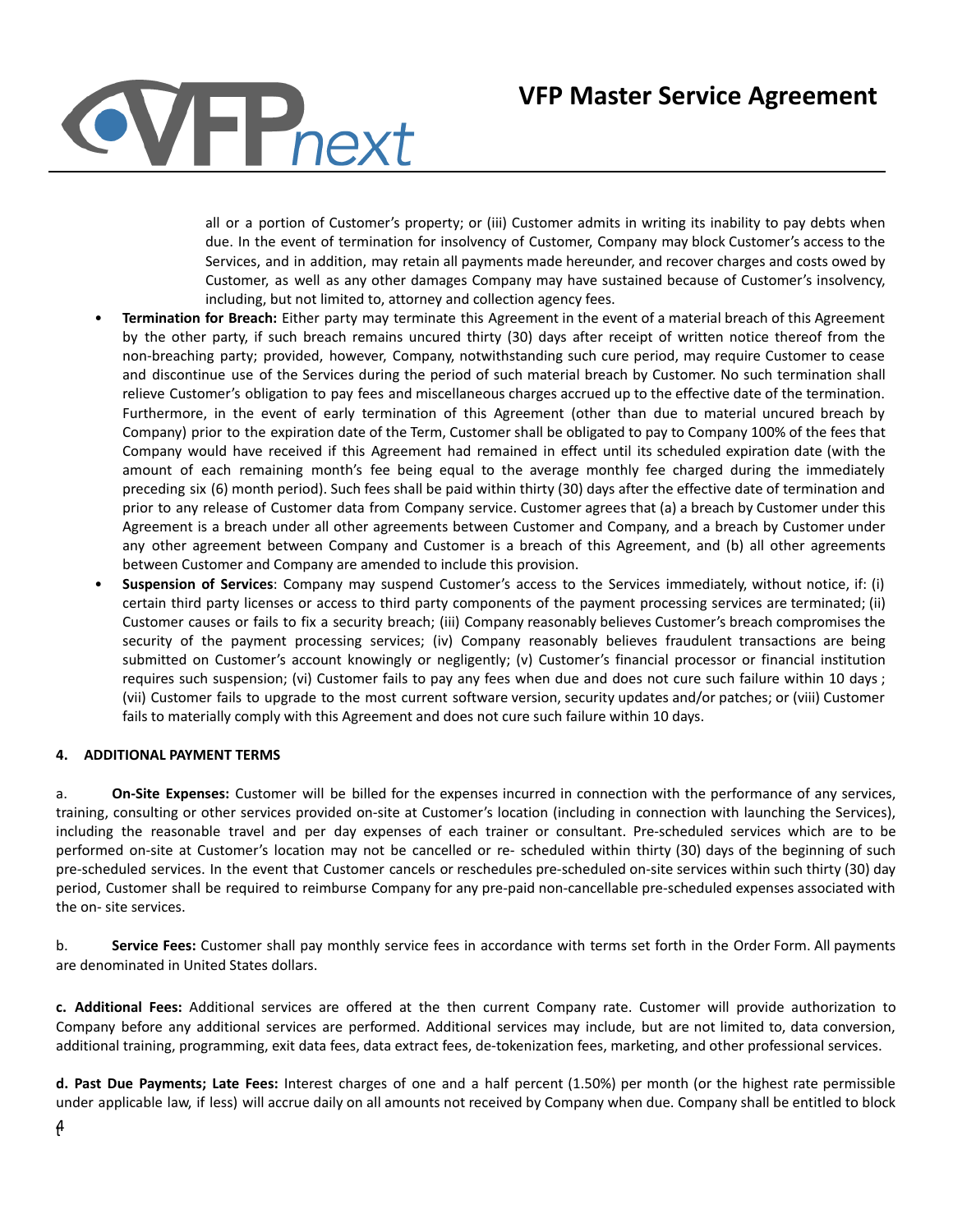all or a portion of Customer's property; or (iii) Customer admits in writing its inability to pay debts when due. In the event of termination for insolvency of Customer, Company may block Customer's access to the Services, and in addition, may retain all payments made hereunder, and recover charges and costs owed by Customer, as well as any other damages Company may have sustained because of Customer's insolvency, including, but not limited to, attorney and collection agency fees.

- **Termination for Breach:** Either party may terminate this Agreement in the event of a material breach of this Agreement by the other party, if such breach remains uncured thirty (30) days after receipt of written notice thereof from the non-breaching party; provided, however, Company, notwithstanding such cure period, may require Customer to cease and discontinue use of the Services during the period of such material breach by Customer. No such termination shall relieve Customer's obligation to pay fees and miscellaneous charges accrued up to the effective date of the termination. Furthermore, in the event of early termination of this Agreement (other than due to material uncured breach by Company) prior to the expiration date of the Term, Customer shall be obligated to pay to Company 100% of the fees that Company would have received if this Agreement had remained in effect until its scheduled expiration date (with the amount of each remaining month's fee being equal to the average monthly fee charged during the immediately preceding six (6) month period). Such fees shall be paid within thirty (30) days after the effective date of termination and prior to any release of Customer data from Company service. Customer agrees that (a) a breach by Customer under this Agreement is a breach under all other agreements between Customer and Company, and a breach by Customer under any other agreement between Company and Customer is a breach of this Agreement, and (b) all other agreements between Customer and Company are amended to include this provision.
- **Suspension of Services**: Company may suspend Customer's access to the Services immediately, without notice, if: (i) certain third party licenses or access to third party components of the payment processing services are terminated; (ii) Customer causes or fails to fix a security breach; (iii) Company reasonably believes Customer's breach compromises the security of the payment processing services; (iv) Company reasonably believes fraudulent transactions are being submitted on Customer's account knowingly or negligently; (v) Customer's financial processor or financial institution requires such suspension; (vi) Customer fails to pay any fees when due and does not cure such failure within 10 days ; (vii) Customer fails to upgrade to the most current software version, security updates and/or patches; or (viii) Customer fails to materially comply with this Agreement and does not cure such failure within 10 days.

## 4. ADDITIONAL PAYMENT TERMS

a. **On-Site Expenses:** Customer will be billed for the expenses incurred in connection with the performance of any services, training, consulting or other services provided on-site at Customer's location (including in connection with launching the Services), including the reasonable travel and per day expenses of each trainer or consultant. Pre-scheduled services which are to be performed on-site at Customer's location may not be cancelled or re- scheduled within thirty (30) days of the beginning of such pre-scheduled services. In the event that Customer cancels or reschedules pre-scheduled on-site services within such thirty (30) day period, Customer shall be required to reimburse Company for any pre-paid non-cancellable pre-scheduled expenses associated with the on- site services.

b. **Service Fees:** Customer shall pay monthly service fees in accordance with terms set forth in the Order Form. All payments are denominated in United States dollars.

**c. Additional Fees:** Additional services are offered at the then current Company rate. Customer will provide authorization to Company before any additional services are performed. Additional services may include, but are not limited to, data conversion, additional training, programming, exit data fees, data extract fees, de-tokenization fees, marketing, and other professional services.

**d. Past Due Payments; Late Fees:** Interest charges of one and a half percent (1.50%) per month (or the highest rate permissible under applicable law, if less) will accrue daily on all amounts not received by Company when due. Company shall be entitled to block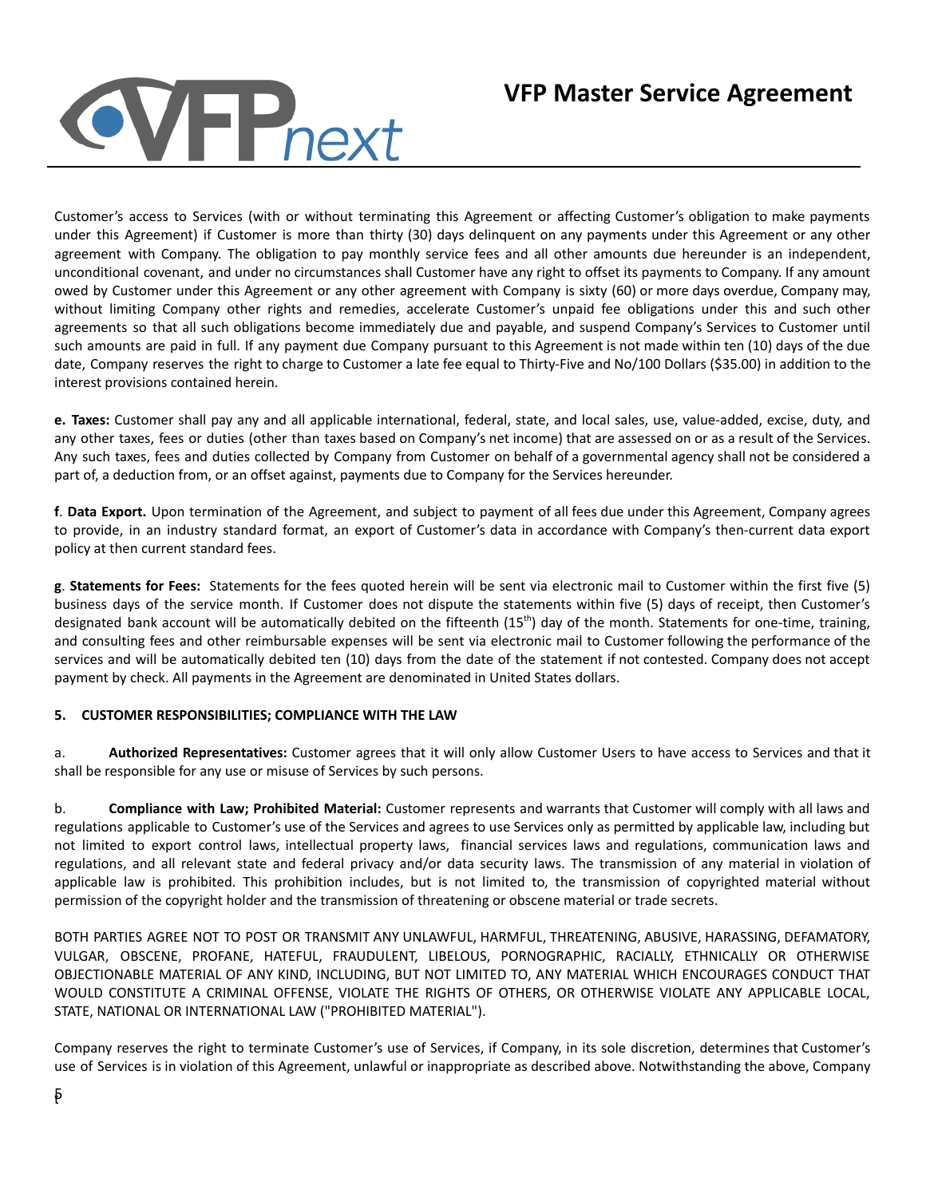Customer's access to Services (with or without terminating this Agreement or affecting Customer's obligation to make payments under this Agreement) if Customer is more than thirty (30) days delinquent on any payments under this Agreement or any other agreement with Company. The obligation to pay monthly service fees and all other amounts due hereunder is an independent, unconditional covenant, and under no circumstances shall Customer have any right to offset its payments to Company. If any amount owed by Customer under this Agreement or any other agreement with Company is sixty (60) or more days overdue, Company may, without limiting Company other rights and remedies, accelerate Customer's unpaid fee obligations under this and such other agreements so that all such obligations become immediately due and payable, and suspend Company's Services to Customer until such amounts are paid in full. If any payment due Company pursuant to this Agreement is not made within ten (10) days of the due date, Company reserves the right to charge to Customer a late fee equal to Thirty-Five and No/100 Dollars ($35.00) in addition to the interest provisions contained herein.

**e. Taxes:** Customer shall pay any and all applicable international, federal, state, and local sales, use, value-added, excise, duty, and any other taxes, fees or duties (other than taxes based on Company's net income) that are assessed on or as a result of the Services. Any such taxes, fees and duties collected by Company from Customer on behalf of a governmental agency shall not be considered a part of, a deduction from, or an offset against, payments due to Company for the Services hereunder.

**f**. **Data Export.** Upon termination of the Agreement, and subject to payment of all fees due under this Agreement, Company agrees to provide, in an industry standard format, an export of Customer's data in accordance with Company's then-current data export policy at then current standard fees.

**g**. **Statements for Fees:** Statements for the fees quoted herein will be sent via electronic mail to Customer within the first five (5) business days of the service month. If Customer does not dispute the statements within five (5) days of receipt, then Customer's designated bank account will be automatically debited on the fifteenth (15th) day of the month. Statements for one-time, training, and consulting fees and other reimbursable expenses will be sent via electronic mail to Customer following the performance of the services and will be automatically debited ten (10) days from the date of the statement if not contested. Company does not accept payment by check. All payments in the Agreement are denominated in United States dollars.

**5. CUSTOMER RESPONSIBILITIES; COMPLIANCE WITH THE LAW**

a. **Authorized Representatives:** Customer agrees that it will only allow Customer Users to have access to Services and that it shall be responsible for any use or misuse of Services by such persons.

b. **Compliance with Law; Prohibited Material:** Customer represents and warrants that Customer will comply with all laws and regulations applicable to Customer's use of the Services and agrees to use Services only as permitted by applicable law, including but not limited to export control laws, intellectual property laws, financial services laws and regulations, communication laws and regulations, and all relevant state and federal privacy and/or data security laws. The transmission of any material in violation of applicable law is prohibited. This prohibition includes, but is not limited to, the transmission of copyrighted material without permission of the copyright holder and the transmission of threatening or obscene material or trade secrets.

BOTH PARTIES AGREE NOT TO POST OR TRANSMIT ANY UNLAWFUL, HARMFUL, THREATENING, ABUSIVE, HARASSING, DEFAMATORY, VULGAR, OBSCENE, PROFANE, HATEFUL, FRAUDULENT, LIBELOUS, PORNOGRAPHIC, RACIALLY, ETHNICALLY OR OTHERWISE OBJECTIONABLE MATERIAL OF ANY KIND, INCLUDING, BUT NOT LIMITED TO, ANY MATERIAL WHICH ENCOURAGES CONDUCT THAT WOULD CONSTITUTE A CRIMINAL OFFENSE, VIOLATE THE RIGHTS OF OTHERS, OR OTHERWISE VIOLATE ANY APPLICABLE LOCAL, STATE, NATIONAL OR INTERNATIONAL LAW ("PROHIBITED MATERIAL").

Company reserves the right to terminate Customer's use of Services, if Company, in its sole discretion, determines that Customer's use of Services is in violation of this Agreement, unlawful or inappropriate as described above. Notwithstanding the above, Company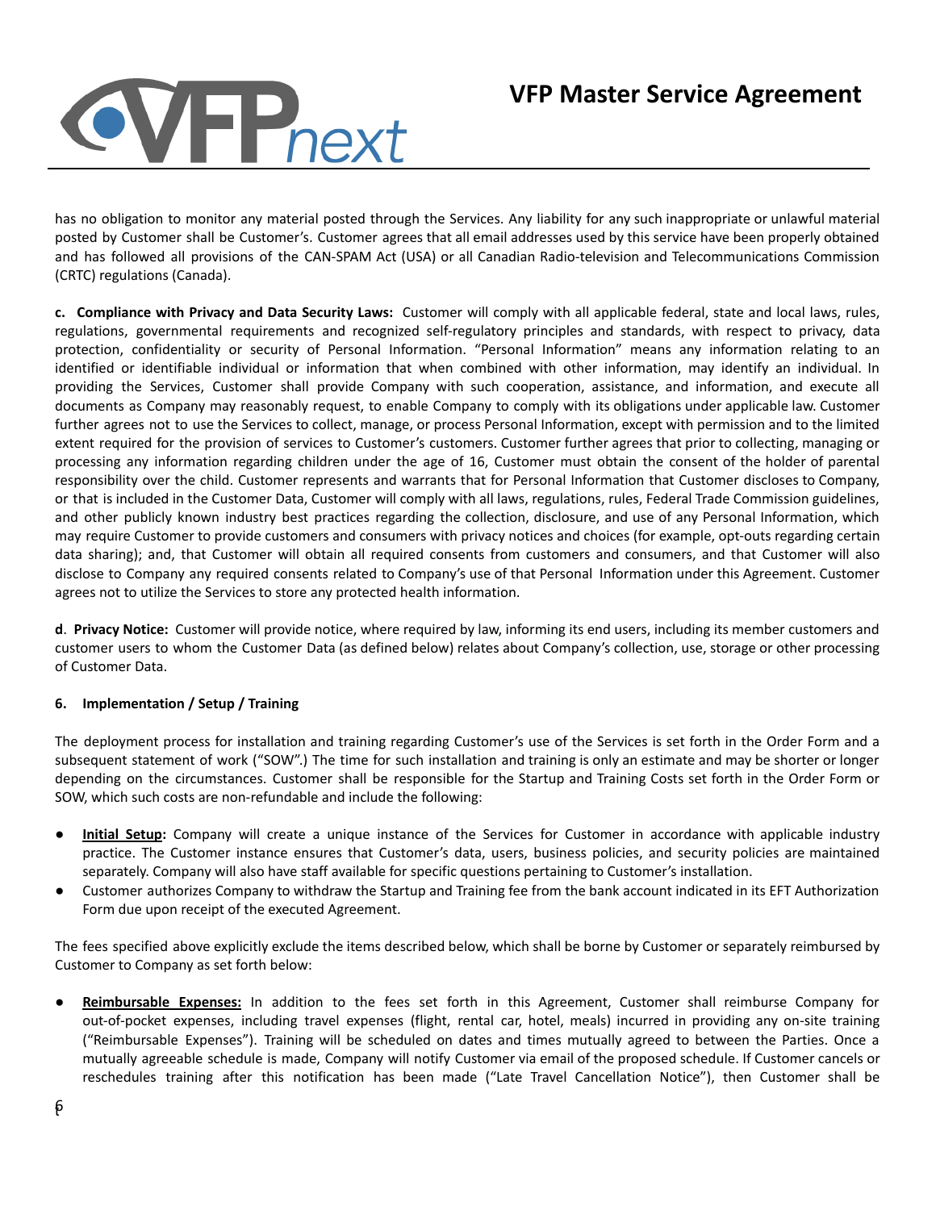has no obligation to monitor any material posted through the Services. Any liability for any such inappropriate or unlawful material posted by Customer shall be Customer's. Customer agrees that all email addresses used by this service have been properly obtained and has followed all provisions of the CAN-SPAM Act (USA) or all Canadian Radio-television and Telecommunications Commission (CRTC) regulations (Canada).

**c. Compliance with Privacy and Data Security Laws:** Customer will comply with all applicable federal, state and local laws, rules, regulations, governmental requirements and recognized self-regulatory principles and standards, with respect to privacy, data protection, confidentiality or security of Personal Information. "Personal Information" means any information relating to an identified or identifiable individual or information that when combined with other information, may identify an individual. In providing the Services, Customer shall provide Company with such cooperation, assistance, and information, and execute all documents as Company may reasonably request, to enable Company to comply with its obligations under applicable law. Customer further agrees not to use the Services to collect, manage, or process Personal Information, except with permission and to the limited extent required for the provision of services to Customer's customers. Customer further agrees that prior to collecting, managing or processing any information regarding children under the age of 16, Customer must obtain the consent of the holder of parental responsibility over the child. Customer represents and warrants that for Personal Information that Customer discloses to Company, or that is included in the Customer Data, Customer will comply with all laws, regulations, rules, Federal Trade Commission guidelines, and other publicly known industry best practices regarding the collection, disclosure, and use of any Personal Information, which may require Customer to provide customers and consumers with privacy notices and choices (for example, opt-outs regarding certain data sharing); and, that Customer will obtain all required consents from customers and consumers, and that Customer will also disclose to Company any required consents related to Company's use of that Personal Information under this Agreement. Customer agrees not to utilize the Services to store any protected health information.

**d**. **Privacy Notice:** Customer will provide notice, where required by law, informing its end users, including its member customers and customer users to whom the Customer Data (as defined below) relates about Company's collection, use, storage or other processing of Customer Data.

**6. Implementation / Setup / Training**

The deployment process for installation and training regarding Customer's use of the Services is set forth in the Order Form and a subsequent statement of work ("SOW".) The time for such installation and training is only an estimate and may be shorter or longer depending on the circumstances. Customer shall be responsible for the Startup and Training Costs set forth in the Order Form or SOW, which such costs are non-refundable and include the following:

- **Initial Setup:** Company will create a unique instance of the Services for Customer in accordance with applicable industry practice. The Customer instance ensures that Customer's data, users, business policies, and security policies are maintained separately. Company will also have staff available for specific questions pertaining to Customer's installation.
- Customer authorizes Company to withdraw the Startup and Training fee from the bank account indicated in its EFT Authorization Form due upon receipt of the executed Agreement.

The fees specified above explicitly exclude the items described below, which shall be borne by Customer or separately reimbursed by Customer to Company as set forth below:

- **Reimbursable Expenses:** In addition to the fees set forth in this Agreement, Customer shall reimburse Company for out-of-pocket expenses, including travel expenses (flight, rental car, hotel, meals) incurred in providing any on-site training ("Reimbursable Expenses"). Training will be scheduled on dates and times mutually agreed to between the Parties. Once a mutually agreeable schedule is made, Company will notify Customer via email of the proposed schedule. If Customer cancels or reschedules training after this notification has been made ("Late Travel Cancellation Notice"), then Customer shall be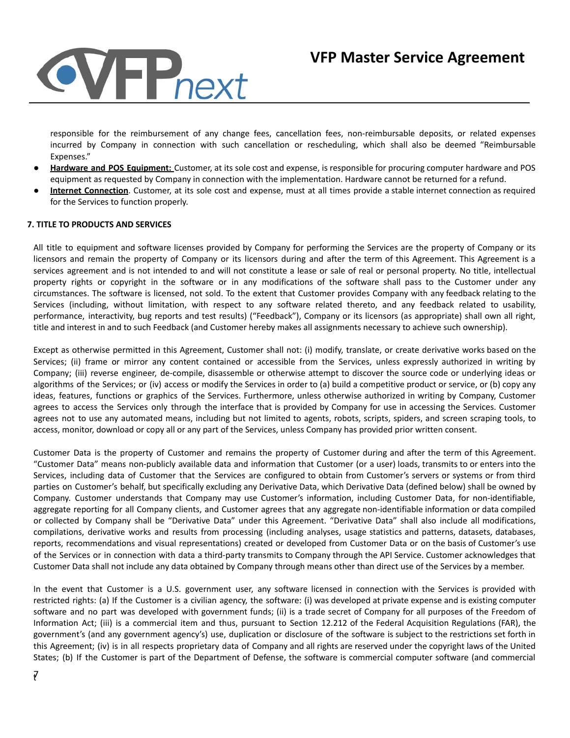responsible for the reimbursement of any change fees, cancellation fees, non-reimbursable deposits, or related expenses incurred by Company in connection with such cancellation or rescheduling, which shall also be deemed "Reimbursable Expenses."

- **Hardware and POS Equipment:** Customer, at its sole cost and expense, is responsible for procuring computer hardware and POS equipment as requested by Company in connection with the implementation. Hardware cannot be returned for a refund.
- **Internet Connection**. Customer, at its sole cost and expense, must at all times provide a stable internet connection as required for the Services to function properly.

**7. TITLE TO PRODUCTS AND SERVICES**

All title to equipment and software licenses provided by Company for performing the Services are the property of Company or its licensors and remain the property of Company or its licensors during and after the term of this Agreement. This Agreement is a services agreement and is not intended to and will not constitute a lease or sale of real or personal property. No title, intellectual property rights or copyright in the software or in any modifications of the software shall pass to the Customer under any circumstances. The software is licensed, not sold. To the extent that Customer provides Company with any feedback relating to the Services (including, without limitation, with respect to any software related thereto, and any feedback related to usability, performance, interactivity, bug reports and test results) ("Feedback"), Company or its licensors (as appropriate) shall own all right, title and interest in and to such Feedback (and Customer hereby makes all assignments necessary to achieve such ownership).

Except as otherwise permitted in this Agreement, Customer shall not: (i) modify, translate, or create derivative works based on the Services; (ii) frame or mirror any content contained or accessible from the Services, unless expressly authorized in writing by Company; (iii) reverse engineer, de-compile, disassemble or otherwise attempt to discover the source code or underlying ideas or algorithms of the Services; or (iv) access or modify the Services in order to (a) build a competitive product or service, or (b) copy any ideas, features, functions or graphics of the Services. Furthermore, unless otherwise authorized in writing by Company, Customer agrees to access the Services only through the interface that is provided by Company for use in accessing the Services. Customer agrees not to use any automated means, including but not limited to agents, robots, scripts, spiders, and screen scraping tools, to access, monitor, download or copy all or any part of the Services, unless Company has provided prior written consent.

Customer Data is the property of Customer and remains the property of Customer during and after the term of this Agreement. "Customer Data" means non-publicly available data and information that Customer (or a user) loads, transmits to or enters into the Services, including data of Customer that the Services are configured to obtain from Customer's servers or systems or from third parties on Customer's behalf, but specifically excluding any Derivative Data, which Derivative Data (defined below) shall be owned by Company. Customer understands that Company may use Customer's information, including Customer Data, for non-identifiable, aggregate reporting for all Company clients, and Customer agrees that any aggregate non-identifiable information or data compiled or collected by Company shall be "Derivative Data" under this Agreement. "Derivative Data" shall also include all modifications, compilations, derivative works and results from processing (including analyses, usage statistics and patterns, datasets, databases, reports, recommendations and visual representations) created or developed from Customer Data or on the basis of Customer's use of the Services or in connection with data a third-party transmits to Company through the API Service. Customer acknowledges that Customer Data shall not include any data obtained by Company through means other than direct use of the Services by a member.

In the event that Customer is a U.S. government user, any software licensed in connection with the Services is provided with restricted rights: (a) If the Customer is a civilian agency, the software: (i) was developed at private expense and is existing computer software and no part was developed with government funds; (ii) is a trade secret of Company for all purposes of the Freedom of Information Act; (iii) is a commercial item and thus, pursuant to Section 12.212 of the Federal Acquisition Regulations (FAR), the government's (and any government agency's) use, duplication or disclosure of the software is subject to the restrictions set forth in this Agreement; (iv) is in all respects proprietary data of Company and all rights are reserved under the copyright laws of the United States; (b) If the Customer is part of the Department of Defense, the software is commercial computer software (and commercial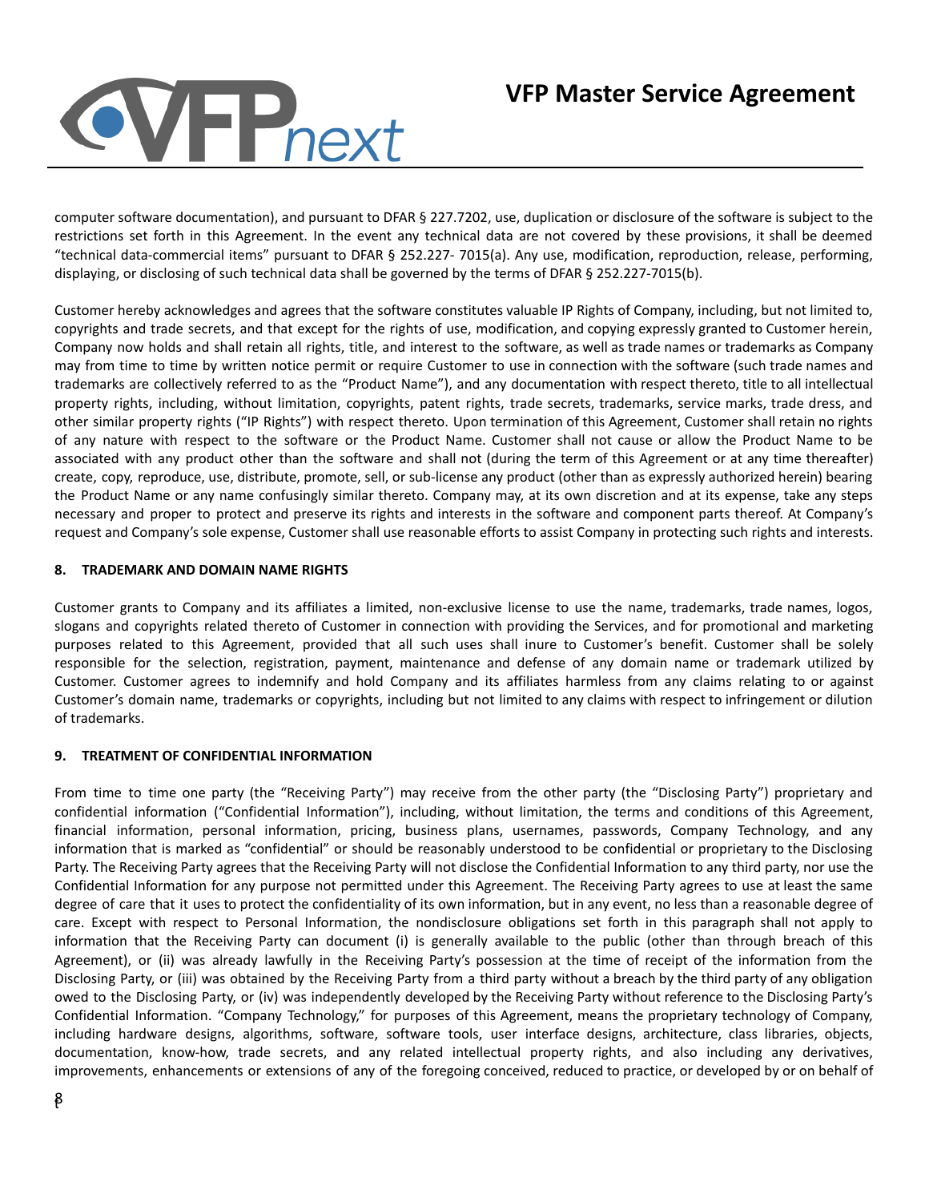computer software documentation), and pursuant to DFAR § 227.7202, use, duplication or disclosure of the software is subject to the restrictions set forth in this Agreement. In the event any technical data are not covered by these provisions, it shall be deemed "technical data-commercial items" pursuant to DFAR § 252.227- 7015(a). Any use, modification, reproduction, release, performing, displaying, or disclosing of such technical data shall be governed by the terms of DFAR § 252.227-7015(b).

Customer hereby acknowledges and agrees that the software constitutes valuable IP Rights of Company, including, but not limited to, copyrights and trade secrets, and that except for the rights of use, modification, and copying expressly granted to Customer herein, Company now holds and shall retain all rights, title, and interest to the software, as well as trade names or trademarks as Company may from time to time by written notice permit or require Customer to use in connection with the software (such trade names and trademarks are collectively referred to as the "Product Name"), and any documentation with respect thereto, title to all intellectual property rights, including, without limitation, copyrights, patent rights, trade secrets, trademarks, service marks, trade dress, and other similar property rights ("IP Rights") with respect thereto. Upon termination of this Agreement, Customer shall retain no rights of any nature with respect to the software or the Product Name. Customer shall not cause or allow the Product Name to be associated with any product other than the software and shall not (during the term of this Agreement or at any time thereafter) create, copy, reproduce, use, distribute, promote, sell, or sub-license any product (other than as expressly authorized herein) bearing the Product Name or any name confusingly similar thereto. Company may, at its own discretion and at its expense, take any steps necessary and proper to protect and preserve its rights and interests in the software and component parts thereof. At Company's request and Company's sole expense, Customer shall use reasonable efforts to assist Company in protecting such rights and interests.

## 8. TRADEMARK AND DOMAIN NAME RIGHTS

Customer grants to Company and its affiliates a limited, non-exclusive license to use the name, trademarks, trade names, logos, slogans and copyrights related thereto of Customer in connection with providing the Services, and for promotional and marketing purposes related to this Agreement, provided that all such uses shall inure to Customer's benefit. Customer shall be solely responsible for the selection, registration, payment, maintenance and defense of any domain name or trademark utilized by Customer. Customer agrees to indemnify and hold Company and its affiliates harmless from any claims relating to or against Customer's domain name, trademarks or copyrights, including but not limited to any claims with respect to infringement or dilution of trademarks.

## 9. TREATMENT OF CONFIDENTIAL INFORMATION

From time to time one party (the "Receiving Party") may receive from the other party (the "Disclosing Party") proprietary and confidential information ("Confidential Information"), including, without limitation, the terms and conditions of this Agreement, financial information, personal information, pricing, business plans, usernames, passwords, Company Technology, and any information that is marked as "confidential" or should be reasonably understood to be confidential or proprietary to the Disclosing Party. The Receiving Party agrees that the Receiving Party will not disclose the Confidential Information to any third party, nor use the Confidential Information for any purpose not permitted under this Agreement. The Receiving Party agrees to use at least the same degree of care that it uses to protect the confidentiality of its own information, but in any event, no less than a reasonable degree of care. Except with respect to Personal Information, the nondisclosure obligations set forth in this paragraph shall not apply to information that the Receiving Party can document (i) is generally available to the public (other than through breach of this Agreement), or (ii) was already lawfully in the Receiving Party's possession at the time of receipt of the information from the Disclosing Party, or (iii) was obtained by the Receiving Party from a third party without a breach by the third party of any obligation owed to the Disclosing Party, or (iv) was independently developed by the Receiving Party without reference to the Disclosing Party's Confidential Information. "Company Technology," for purposes of this Agreement, means the proprietary technology of Company, including hardware designs, algorithms, software, software tools, user interface designs, architecture, class libraries, objects, documentation, know-how, trade secrets, and any related intellectual property rights, and also including any derivatives, improvements, enhancements or extensions of any of the foregoing conceived, reduced to practice, or developed by or on behalf of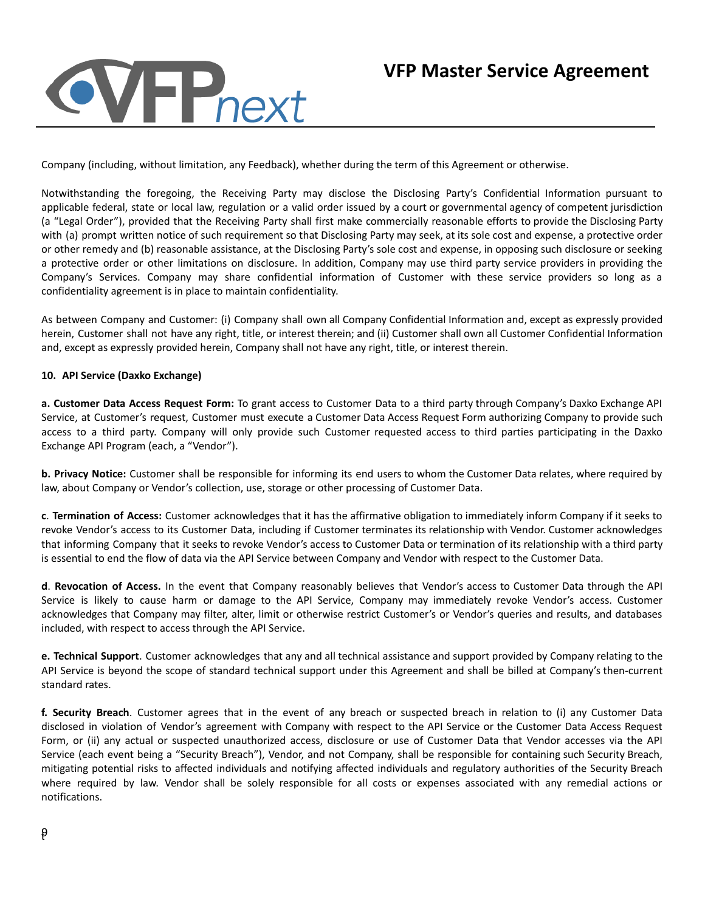Company (including, without limitation, any Feedback), whether during the term of this Agreement or otherwise.

Notwithstanding the foregoing, the Receiving Party may disclose the Disclosing Party's Confidential Information pursuant to applicable federal, state or local law, regulation or a valid order issued by a court or governmental agency of competent jurisdiction (a "Legal Order"), provided that the Receiving Party shall first make commercially reasonable efforts to provide the Disclosing Party with (a) prompt written notice of such requirement so that Disclosing Party may seek, at its sole cost and expense, a protective order or other remedy and (b) reasonable assistance, at the Disclosing Party's sole cost and expense, in opposing such disclosure or seeking a protective order or other limitations on disclosure. In addition, Company may use third party service providers in providing the Company's Services. Company may share confidential information of Customer with these service providers so long as a confidentiality agreement is in place to maintain confidentiality.

As between Company and Customer: (i) Company shall own all Company Confidential Information and, except as expressly provided herein, Customer shall not have any right, title, or interest therein; and (ii) Customer shall own all Customer Confidential Information and, except as expressly provided herein, Company shall not have any right, title, or interest therein.

**10. API Service (Daxko Exchange)**

**a. Customer Data Access Request Form:** To grant access to Customer Data to a third party through Company's Daxko Exchange API Service, at Customer's request, Customer must execute a Customer Data Access Request Form authorizing Company to provide such access to a third party. Company will only provide such Customer requested access to third parties participating in the Daxko Exchange API Program (each, a "Vendor").

**b. Privacy Notice:** Customer shall be responsible for informing its end users to whom the Customer Data relates, where required by law, about Company or Vendor's collection, use, storage or other processing of Customer Data.

**c**. **Termination of Access:** Customer acknowledges that it has the affirmative obligation to immediately inform Company if it seeks to revoke Vendor's access to its Customer Data, including if Customer terminates its relationship with Vendor. Customer acknowledges that informing Company that it seeks to revoke Vendor's access to Customer Data or termination of its relationship with a third party is essential to end the flow of data via the API Service between Company and Vendor with respect to the Customer Data.

**d**. **Revocation of Access.** In the event that Company reasonably believes that Vendor's access to Customer Data through the API Service is likely to cause harm or damage to the API Service, Company may immediately revoke Vendor's access. Customer acknowledges that Company may filter, alter, limit or otherwise restrict Customer's or Vendor's queries and results, and databases included, with respect to access through the API Service.

**e. Technical Support**. Customer acknowledges that any and all technical assistance and support provided by Company relating to the API Service is beyond the scope of standard technical support under this Agreement and shall be billed at Company's then-current standard rates.

**f. Security Breach**. Customer agrees that in the event of any breach or suspected breach in relation to (i) any Customer Data disclosed in violation of Vendor's agreement with Company with respect to the API Service or the Customer Data Access Request Form, or (ii) any actual or suspected unauthorized access, disclosure or use of Customer Data that Vendor accesses via the API Service (each event being a "Security Breach"), Vendor, and not Company, shall be responsible for containing such Security Breach, mitigating potential risks to affected individuals and notifying affected individuals and regulatory authorities of the Security Breach where required by law. Vendor shall be solely responsible for all costs or expenses associated with any remedial actions or notifications.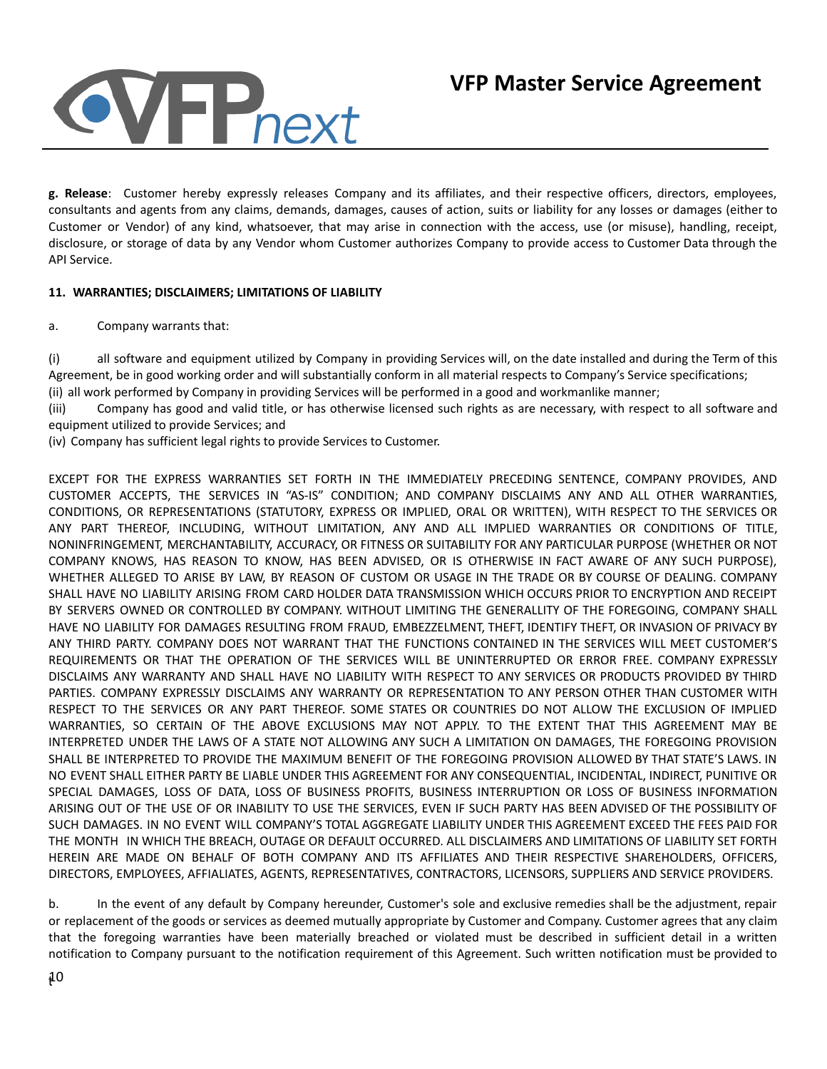**g. Release**: Customer hereby expressly releases Company and its affiliates, and their respective officers, directors, employees, consultants and agents from any claims, demands, damages, causes of action, suits or liability for any losses or damages (either to Customer or Vendor) of any kind, whatsoever, that may arise in connection with the access, use (or misuse), handling, receipt, disclosure, or storage of data by any Vendor whom Customer authorizes Company to provide access to Customer Data through the API Service.

**11. WARRANTIES; DISCLAIMERS; LIMITATIONS OF LIABILITY**

a. Company warrants that:

(i) all software and equipment utilized by Company in providing Services will, on the date installed and during the Term of this Agreement, be in good working order and will substantially conform in all material respects to Company's Service specifications;
(ii) all work performed by Company in providing Services will be performed in a good and workmanlike manner;
(iii) Company has good and valid title, or has otherwise licensed such rights as are necessary, with respect to all software and equipment utilized to provide Services; and
(iv) Company has sufficient legal rights to provide Services to Customer.

EXCEPT FOR THE EXPRESS WARRANTIES SET FORTH IN THE IMMEDIATELY PRECEDING SENTENCE, COMPANY PROVIDES, AND CUSTOMER ACCEPTS, THE SERVICES IN "AS-IS" CONDITION; AND COMPANY DISCLAIMS ANY AND ALL OTHER WARRANTIES, CONDITIONS, OR REPRESENTATIONS (STATUTORY, EXPRESS OR IMPLIED, ORAL OR WRITTEN), WITH RESPECT TO THE SERVICES OR ANY PART THEREOF, INCLUDING, WITHOUT LIMITATION, ANY AND ALL IMPLIED WARRANTIES OR CONDITIONS OF TITLE, NONINFRINGEMENT, MERCHANTABILITY, ACCURACY, OR FITNESS OR SUITABILITY FOR ANY PARTICULAR PURPOSE (WHETHER OR NOT COMPANY KNOWS, HAS REASON TO KNOW, HAS BEEN ADVISED, OR IS OTHERWISE IN FACT AWARE OF ANY SUCH PURPOSE), WHETHER ALLEGED TO ARISE BY LAW, BY REASON OF CUSTOM OR USAGE IN THE TRADE OR BY COURSE OF DEALING. COMPANY SHALL HAVE NO LIABILITY ARISING FROM CARD HOLDER DATA TRANSMISSION WHICH OCCURS PRIOR TO ENCRYPTION AND RECEIPT BY SERVERS OWNED OR CONTROLLED BY COMPANY. WITHOUT LIMITING THE GENERALLITY OF THE FOREGOING, COMPANY SHALL HAVE NO LIABILITY FOR DAMAGES RESULTING FROM FRAUD, EMBEZZELMENT, THEFT, IDENTIFY THEFT, OR INVASION OF PRIVACY BY ANY THIRD PARTY. COMPANY DOES NOT WARRANT THAT THE FUNCTIONS CONTAINED IN THE SERVICES WILL MEET CUSTOMER'S REQUIREMENTS OR THAT THE OPERATION OF THE SERVICES WILL BE UNINTERRUPTED OR ERROR FREE. COMPANY EXPRESSLY DISCLAIMS ANY WARRANTY AND SHALL HAVE NO LIABILITY WITH RESPECT TO ANY SERVICES OR PRODUCTS PROVIDED BY THIRD PARTIES. COMPANY EXPRESSLY DISCLAIMS ANY WARRANTY OR REPRESENTATION TO ANY PERSON OTHER THAN CUSTOMER WITH RESPECT TO THE SERVICES OR ANY PART THEREOF. SOME STATES OR COUNTRIES DO NOT ALLOW THE EXCLUSION OF IMPLIED WARRANTIES, SO CERTAIN OF THE ABOVE EXCLUSIONS MAY NOT APPLY. TO THE EXTENT THAT THIS AGREEMENT MAY BE INTERPRETED UNDER THE LAWS OF A STATE NOT ALLOWING ANY SUCH A LIMITATION ON DAMAGES, THE FOREGOING PROVISION SHALL BE INTERPRETED TO PROVIDE THE MAXIMUM BENEFIT OF THE FOREGOING PROVISION ALLOWED BY THAT STATE'S LAWS. IN NO EVENT SHALL EITHER PARTY BE LIABLE UNDER THIS AGREEMENT FOR ANY CONSEQUENTIAL, INCIDENTAL, INDIRECT, PUNITIVE OR SPECIAL DAMAGES, LOSS OF DATA, LOSS OF BUSINESS PROFITS, BUSINESS INTERRUPTION OR LOSS OF BUSINESS INFORMATION ARISING OUT OF THE USE OF OR INABILITY TO USE THE SERVICES, EVEN IF SUCH PARTY HAS BEEN ADVISED OF THE POSSIBILITY OF SUCH DAMAGES. IN NO EVENT WILL COMPANY'S TOTAL AGGREGATE LIABILITY UNDER THIS AGREEMENT EXCEED THE FEES PAID FOR THE MONTH IN WHICH THE BREACH, OUTAGE OR DEFAULT OCCURRED. ALL DISCLAIMERS AND LIMITATIONS OF LIABILITY SET FORTH HEREIN ARE MADE ON BEHALF OF BOTH COMPANY AND ITS AFFILIATES AND THEIR RESPECTIVE SHAREHOLDERS, OFFICERS, DIRECTORS, EMPLOYEES, AFFIALIATES, AGENTS, REPRESENTATIVES, CONTRACTORS, LICENSORS, SUPPLIERS AND SERVICE PROVIDERS.

b. In the event of any default by Company hereunder, Customer's sole and exclusive remedies shall be the adjustment, repair or replacement of the goods or services as deemed mutually appropriate by Customer and Company. Customer agrees that any claim that the foregoing warranties have been materially breached or violated must be described in sufficient detail in a written notification to Company pursuant to the notification requirement of this Agreement. Such written notification must be provided to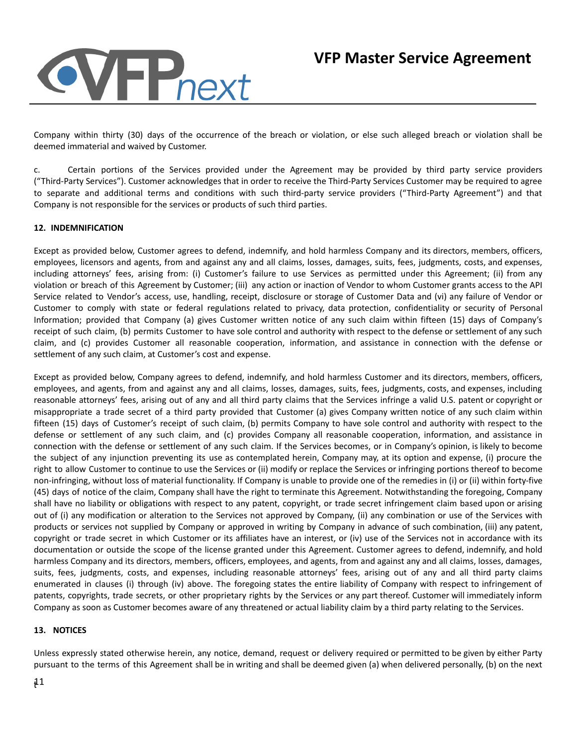Company within thirty (30) days of the occurrence of the breach or violation, or else such alleged breach or violation shall be deemed immaterial and waived by Customer.

c. Certain portions of the Services provided under the Agreement may be provided by third party service providers ("Third-Party Services"). Customer acknowledges that in order to receive the Third-Party Services Customer may be required to agree to separate and additional terms and conditions with such third-party service providers ("Third-Party Agreement") and that Company is not responsible for the services or products of such third parties.

**12. INDEMNIFICATION**

Except as provided below, Customer agrees to defend, indemnify, and hold harmless Company and its directors, members, officers, employees, licensors and agents, from and against any and all claims, losses, damages, suits, fees, judgments, costs, and expenses, including attorneys' fees, arising from: (i) Customer's failure to use Services as permitted under this Agreement; (ii) from any violation or breach of this Agreement by Customer; (iii) any action or inaction of Vendor to whom Customer grants access to the API Service related to Vendor's access, use, handling, receipt, disclosure or storage of Customer Data and (vi) any failure of Vendor or Customer to comply with state or federal regulations related to privacy, data protection, confidentiality or security of Personal Information; provided that Company (a) gives Customer written notice of any such claim within fifteen (15) days of Company's receipt of such claim, (b) permits Customer to have sole control and authority with respect to the defense or settlement of any such claim, and (c) provides Customer all reasonable cooperation, information, and assistance in connection with the defense or settlement of any such claim, at Customer's cost and expense.

Except as provided below, Company agrees to defend, indemnify, and hold harmless Customer and its directors, members, officers, employees, and agents, from and against any and all claims, losses, damages, suits, fees, judgments, costs, and expenses, including reasonable attorneys' fees, arising out of any and all third party claims that the Services infringe a valid U.S. patent or copyright or misappropriate a trade secret of a third party provided that Customer (a) gives Company written notice of any such claim within fifteen (15) days of Customer's receipt of such claim, (b) permits Company to have sole control and authority with respect to the defense or settlement of any such claim, and (c) provides Company all reasonable cooperation, information, and assistance in connection with the defense or settlement of any such claim. If the Services becomes, or in Company's opinion, is likely to become the subject of any injunction preventing its use as contemplated herein, Company may, at its option and expense, (i) procure the right to allow Customer to continue to use the Services or (ii) modify or replace the Services or infringing portions thereof to become non-infringing, without loss of material functionality. If Company is unable to provide one of the remedies in (i) or (ii) within forty-five (45) days of notice of the claim, Company shall have the right to terminate this Agreement. Notwithstanding the foregoing, Company shall have no liability or obligations with respect to any patent, copyright, or trade secret infringement claim based upon or arising out of (i) any modification or alteration to the Services not approved by Company, (ii) any combination or use of the Services with products or services not supplied by Company or approved in writing by Company in advance of such combination, (iii) any patent, copyright or trade secret in which Customer or its affiliates have an interest, or (iv) use of the Services not in accordance with its documentation or outside the scope of the license granted under this Agreement. Customer agrees to defend, indemnify, and hold harmless Company and its directors, members, officers, employees, and agents, from and against any and all claims, losses, damages, suits, fees, judgments, costs, and expenses, including reasonable attorneys' fees, arising out of any and all third party claims enumerated in clauses (i) through (iv) above. The foregoing states the entire liability of Company with respect to infringement of patents, copyrights, trade secrets, or other proprietary rights by the Services or any part thereof. Customer will immediately inform Company as soon as Customer becomes aware of any threatened or actual liability claim by a third party relating to the Services.

**13. NOTICES**

Unless expressly stated otherwise herein, any notice, demand, request or delivery required or permitted to be given by either Party pursuant to the terms of this Agreement shall be in writing and shall be deemed given (a) when delivered personally, (b) on the next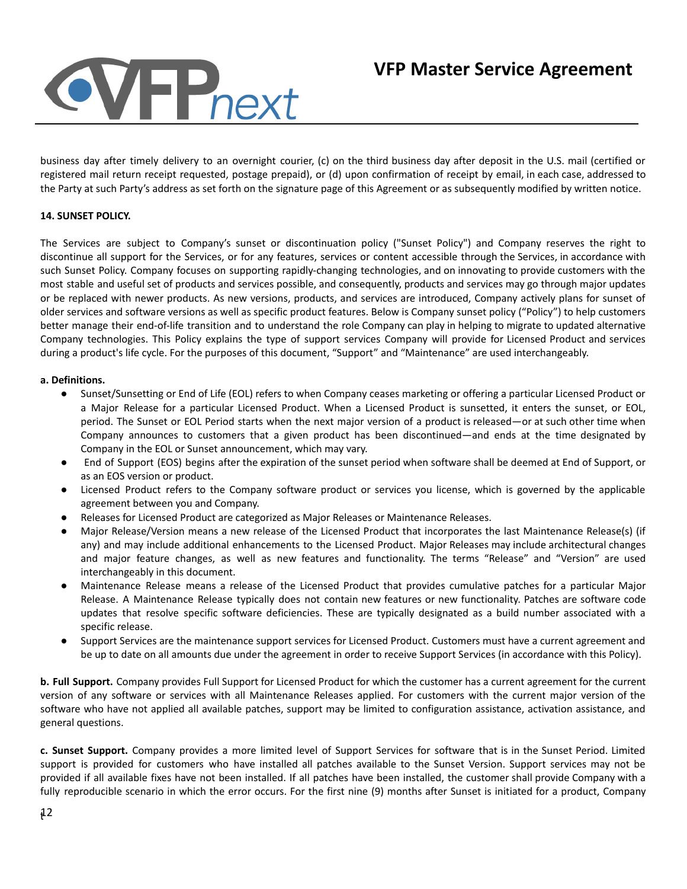business day after timely delivery to an overnight courier, (c) on the third business day after deposit in the U.S. mail (certified or registered mail return receipt requested, postage prepaid), or (d) upon confirmation of receipt by email, in each case, addressed to the Party at such Party's address as set forth on the signature page of this Agreement or as subsequently modified by written notice.

**14. SUNSET POLICY.**

The Services are subject to Company's sunset or discontinuation policy ("Sunset Policy") and Company reserves the right to discontinue all support for the Services, or for any features, services or content accessible through the Services, in accordance with such Sunset Policy. Company focuses on supporting rapidly-changing technologies, and on innovating to provide customers with the most stable and useful set of products and services possible, and consequently, products and services may go through major updates or be replaced with newer products. As new versions, products, and services are introduced, Company actively plans for sunset of older services and software versions as well as specific product features. Below is Company sunset policy ("Policy") to help customers better manage their end-of-life transition and to understand the role Company can play in helping to migrate to updated alternative Company technologies. This Policy explains the type of support services Company will provide for Licensed Product and services during a product's life cycle. For the purposes of this document, "Support" and "Maintenance" are used interchangeably.

**a. Definitions.**

- Sunset/Sunsetting or End of Life (EOL) refers to when Company ceases marketing or offering a particular Licensed Product or a Major Release for a particular Licensed Product. When a Licensed Product is sunsetted, it enters the sunset, or EOL, period. The Sunset or EOL Period starts when the next major version of a product is released—or at such other time when Company announces to customers that a given product has been discontinued—and ends at the time designated by Company in the EOL or Sunset announcement, which may vary.
- End of Support (EOS) begins after the expiration of the sunset period when software shall be deemed at End of Support, or as an EOS version or product.
- Licensed Product refers to the Company software product or services you license, which is governed by the applicable agreement between you and Company.
- Releases for Licensed Product are categorized as Major Releases or Maintenance Releases.
- Major Release/Version means a new release of the Licensed Product that incorporates the last Maintenance Release(s) (if any) and may include additional enhancements to the Licensed Product. Major Releases may include architectural changes and major feature changes, as well as new features and functionality. The terms "Release" and "Version" are used interchangeably in this document.
- Maintenance Release means a release of the Licensed Product that provides cumulative patches for a particular Major Release. A Maintenance Release typically does not contain new features or new functionality. Patches are software code updates that resolve specific software deficiencies. These are typically designated as a build number associated with a specific release.
- Support Services are the maintenance support services for Licensed Product. Customers must have a current agreement and be up to date on all amounts due under the agreement in order to receive Support Services (in accordance with this Policy).

**b. Full Support.** Company provides Full Support for Licensed Product for which the customer has a current agreement for the current version of any software or services with all Maintenance Releases applied. For customers with the current major version of the software who have not applied all available patches, support may be limited to configuration assistance, activation assistance, and general questions.

**c. Sunset Support.** Company provides a more limited level of Support Services for software that is in the Sunset Period. Limited support is provided for customers who have installed all patches available to the Sunset Version. Support services may not be provided if all available fixes have not been installed. If all patches have been installed, the customer shall provide Company with a fully reproducible scenario in which the error occurs. For the first nine (9) months after Sunset is initiated for a product, Company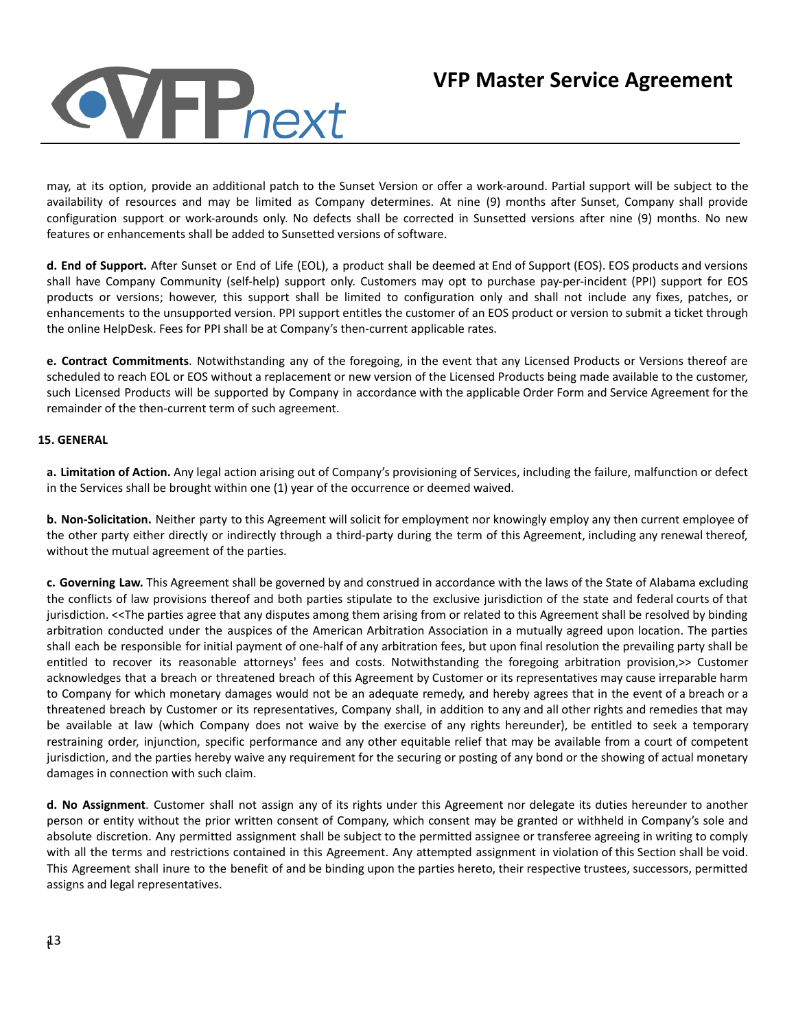may, at its option, provide an additional patch to the Sunset Version or offer a work-around. Partial support will be subject to the availability of resources and may be limited as Company determines. At nine (9) months after Sunset, Company shall provide configuration support or work-arounds only. No defects shall be corrected in Sunsetted versions after nine (9) months. No new features or enhancements shall be added to Sunsetted versions of software.

**d. End of Support.** After Sunset or End of Life (EOL), a product shall be deemed at End of Support (EOS). EOS products and versions shall have Company Community (self-help) support only. Customers may opt to purchase pay-per-incident (PPI) support for EOS products or versions; however, this support shall be limited to configuration only and shall not include any fixes, patches, or enhancements to the unsupported version. PPI support entitles the customer of an EOS product or version to submit a ticket through the online HelpDesk. Fees for PPI shall be at Company's then-current applicable rates.

**e. Contract Commitments**. Notwithstanding any of the foregoing, in the event that any Licensed Products or Versions thereof are scheduled to reach EOL or EOS without a replacement or new version of the Licensed Products being made available to the customer, such Licensed Products will be supported by Company in accordance with the applicable Order Form and Service Agreement for the remainder of the then-current term of such agreement.

## 15. GENERAL

**a. Limitation of Action.** Any legal action arising out of Company's provisioning of Services, including the failure, malfunction or defect in the Services shall be brought within one (1) year of the occurrence or deemed waived.

**b. Non-Solicitation.** Neither party to this Agreement will solicit for employment nor knowingly employ any then current employee of the other party either directly or indirectly through a third-party during the term of this Agreement, including any renewal thereof, without the mutual agreement of the parties.

**c. Governing Law.** This Agreement shall be governed by and construed in accordance with the laws of the State of Alabama excluding the conflicts of law provisions thereof and both parties stipulate to the exclusive jurisdiction of the state and federal courts of that jurisdiction. <<The parties agree that any disputes among them arising from or related to this Agreement shall be resolved by binding arbitration conducted under the auspices of the American Arbitration Association in a mutually agreed upon location. The parties shall each be responsible for initial payment of one-half of any arbitration fees, but upon final resolution the prevailing party shall be entitled to recover its reasonable attorneys' fees and costs. Notwithstanding the foregoing arbitration provision,>> Customer acknowledges that a breach or threatened breach of this Agreement by Customer or its representatives may cause irreparable harm to Company for which monetary damages would not be an adequate remedy, and hereby agrees that in the event of a breach or a threatened breach by Customer or its representatives, Company shall, in addition to any and all other rights and remedies that may be available at law (which Company does not waive by the exercise of any rights hereunder), be entitled to seek a temporary restraining order, injunction, specific performance and any other equitable relief that may be available from a court of competent jurisdiction, and the parties hereby waive any requirement for the securing or posting of any bond or the showing of actual monetary damages in connection with such claim.

**d. No Assignment**. Customer shall not assign any of its rights under this Agreement nor delegate its duties hereunder to another person or entity without the prior written consent of Company, which consent may be granted or withheld in Company's sole and absolute discretion. Any permitted assignment shall be subject to the permitted assignee or transferee agreeing in writing to comply with all the terms and restrictions contained in this Agreement. Any attempted assignment in violation of this Section shall be void. This Agreement shall inure to the benefit of and be binding upon the parties hereto, their respective trustees, successors, permitted assigns and legal representatives.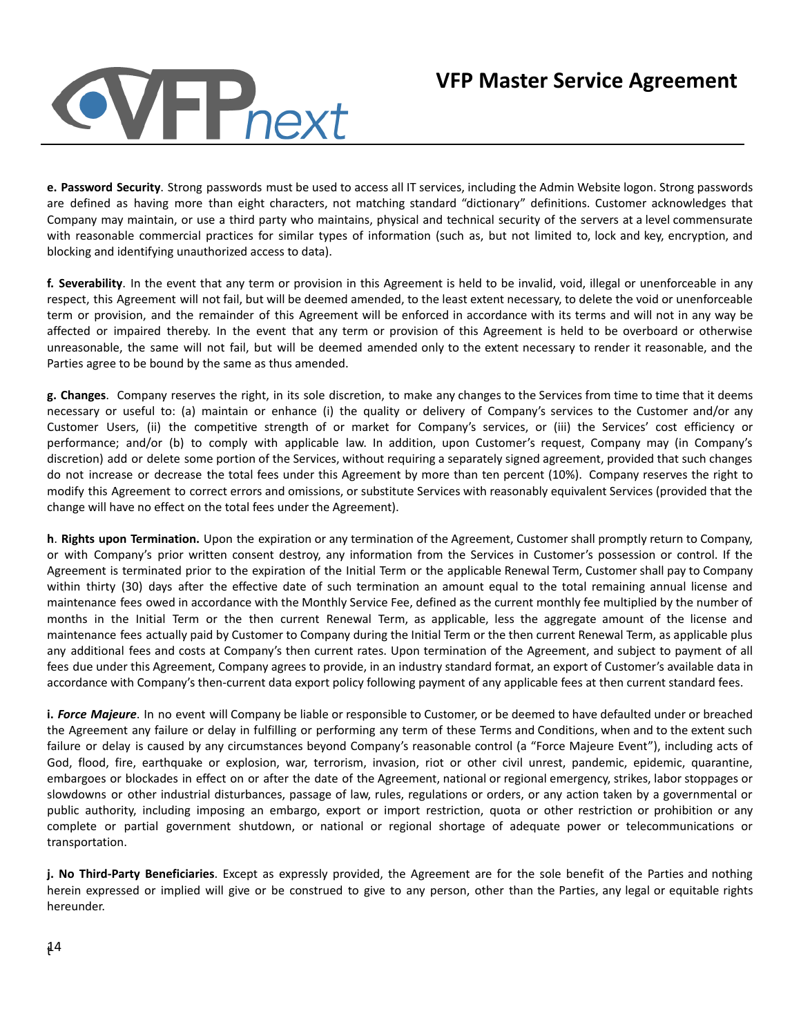**e. Password Security**. Strong passwords must be used to access all IT services, including the Admin Website logon. Strong passwords are defined as having more than eight characters, not matching standard "dictionary" definitions. Customer acknowledges that Company may maintain, or use a third party who maintains, physical and technical security of the servers at a level commensurate with reasonable commercial practices for similar types of information (such as, but not limited to, lock and key, encryption, and blocking and identifying unauthorized access to data).

**f. Severability**. In the event that any term or provision in this Agreement is held to be invalid, void, illegal or unenforceable in any respect, this Agreement will not fail, but will be deemed amended, to the least extent necessary, to delete the void or unenforceable term or provision, and the remainder of this Agreement will be enforced in accordance with its terms and will not in any way be affected or impaired thereby. In the event that any term or provision of this Agreement is held to be overboard or otherwise unreasonable, the same will not fail, but will be deemed amended only to the extent necessary to render it reasonable, and the Parties agree to be bound by the same as thus amended.

**g. Changes**. Company reserves the right, in its sole discretion, to make any changes to the Services from time to time that it deems necessary or useful to: (a) maintain or enhance (i) the quality or delivery of Company's services to the Customer and/or any Customer Users, (ii) the competitive strength of or market for Company's services, or (iii) the Services' cost efficiency or performance; and/or (b) to comply with applicable law. In addition, upon Customer's request, Company may (in Company's discretion) add or delete some portion of the Services, without requiring a separately signed agreement, provided that such changes do not increase or decrease the total fees under this Agreement by more than ten percent (10%). Company reserves the right to modify this Agreement to correct errors and omissions, or substitute Services with reasonably equivalent Services (provided that the change will have no effect on the total fees under the Agreement).

**h**. **Rights upon Termination.** Upon the expiration or any termination of the Agreement, Customer shall promptly return to Company, or with Company's prior written consent destroy, any information from the Services in Customer's possession or control. If the Agreement is terminated prior to the expiration of the Initial Term or the applicable Renewal Term, Customer shall pay to Company within thirty (30) days after the effective date of such termination an amount equal to the total remaining annual license and maintenance fees owed in accordance with the Monthly Service Fee, defined as the current monthly fee multiplied by the number of months in the Initial Term or the then current Renewal Term, as applicable, less the aggregate amount of the license and maintenance fees actually paid by Customer to Company during the Initial Term or the then current Renewal Term, as applicable plus any additional fees and costs at Company's then current rates. Upon termination of the Agreement, and subject to payment of all fees due under this Agreement, Company agrees to provide, in an industry standard format, an export of Customer's available data in accordance with Company's then-current data export policy following payment of any applicable fees at then current standard fees.

**i.** ***Force Majeure***. In no event will Company be liable or responsible to Customer, or be deemed to have defaulted under or breached the Agreement any failure or delay in fulfilling or performing any term of these Terms and Conditions, when and to the extent such failure or delay is caused by any circumstances beyond Company's reasonable control (a "Force Majeure Event"), including acts of God, flood, fire, earthquake or explosion, war, terrorism, invasion, riot or other civil unrest, pandemic, epidemic, quarantine, embargoes or blockades in effect on or after the date of the Agreement, national or regional emergency, strikes, labor stoppages or slowdowns or other industrial disturbances, passage of law, rules, regulations or orders, or any action taken by a governmental or public authority, including imposing an embargo, export or import restriction, quota or other restriction or prohibition or any complete or partial government shutdown, or national or regional shortage of adequate power or telecommunications or transportation.

**j. No Third-Party Beneficiaries**. Except as expressly provided, the Agreement are for the sole benefit of the Parties and nothing herein expressed or implied will give or be construed to give to any person, other than the Parties, any legal or equitable rights hereunder.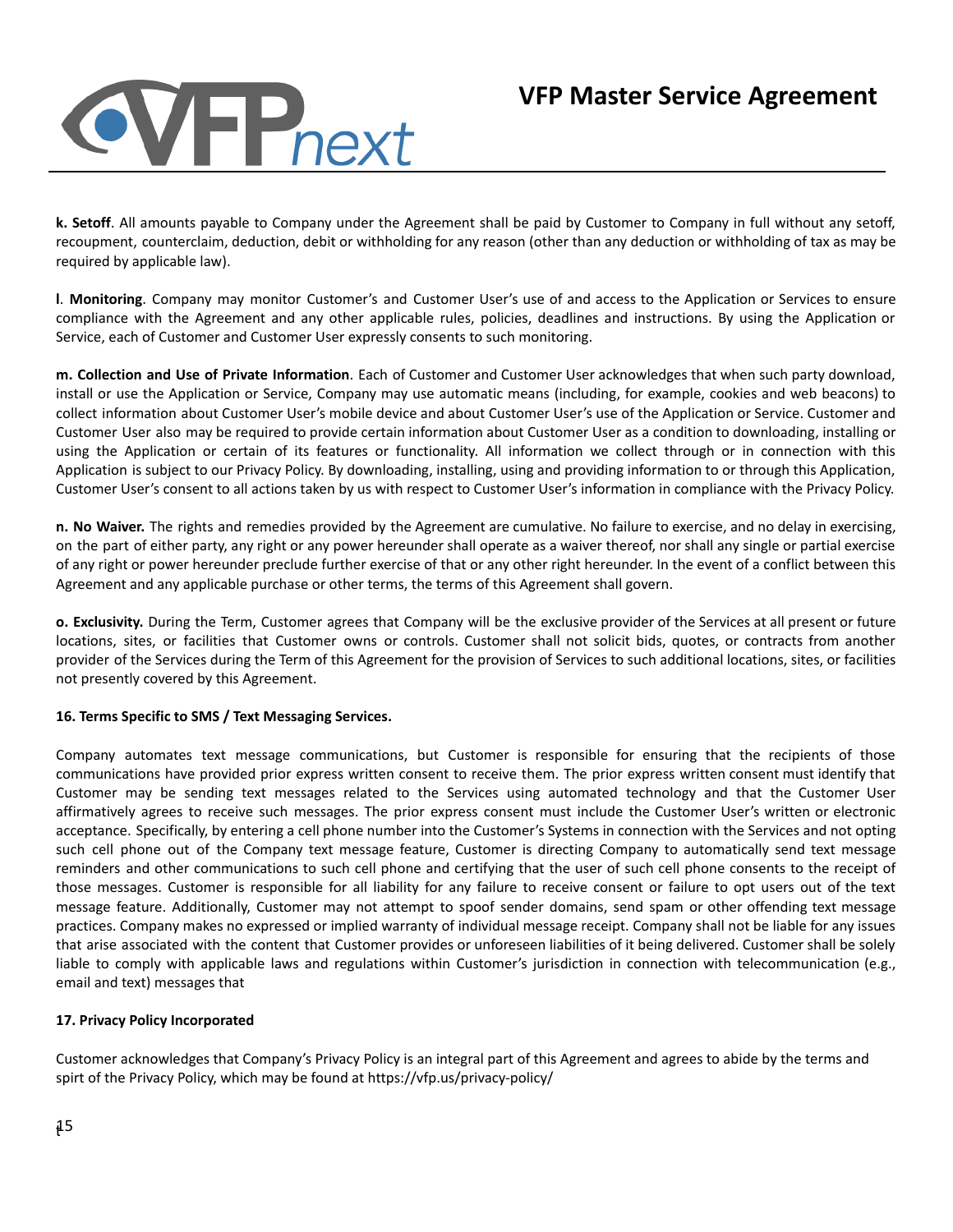**k. Setoff**. All amounts payable to Company under the Agreement shall be paid by Customer to Company in full without any setoff, recoupment, counterclaim, deduction, debit or withholding for any reason (other than any deduction or withholding of tax as may be required by applicable law).

**l**. **Monitoring**. Company may monitor Customer's and Customer User's use of and access to the Application or Services to ensure compliance with the Agreement and any other applicable rules, policies, deadlines and instructions. By using the Application or Service, each of Customer and Customer User expressly consents to such monitoring.

**m. Collection and Use of Private Information**. Each of Customer and Customer User acknowledges that when such party download, install or use the Application or Service, Company may use automatic means (including, for example, cookies and web beacons) to collect information about Customer User's mobile device and about Customer User's use of the Application or Service. Customer and Customer User also may be required to provide certain information about Customer User as a condition to downloading, installing or using the Application or certain of its features or functionality. All information we collect through or in connection with this Application is subject to our Privacy Policy. By downloading, installing, using and providing information to or through this Application, Customer User's consent to all actions taken by us with respect to Customer User's information in compliance with the Privacy Policy.

**n. No Waiver.** The rights and remedies provided by the Agreement are cumulative. No failure to exercise, and no delay in exercising, on the part of either party, any right or any power hereunder shall operate as a waiver thereof, nor shall any single or partial exercise of any right or power hereunder preclude further exercise of that or any other right hereunder. In the event of a conflict between this Agreement and any applicable purchase or other terms, the terms of this Agreement shall govern.

**o. Exclusivity.** During the Term, Customer agrees that Company will be the exclusive provider of the Services at all present or future locations, sites, or facilities that Customer owns or controls. Customer shall not solicit bids, quotes, or contracts from another provider of the Services during the Term of this Agreement for the provision of Services to such additional locations, sites, or facilities not presently covered by this Agreement.

**16. Terms Specific to SMS / Text Messaging Services.**

Company automates text message communications, but Customer is responsible for ensuring that the recipients of those communications have provided prior express written consent to receive them. The prior express written consent must identify that Customer may be sending text messages related to the Services using automated technology and that the Customer User affirmatively agrees to receive such messages. The prior express consent must include the Customer User's written or electronic acceptance. Specifically, by entering a cell phone number into the Customer's Systems in connection with the Services and not opting such cell phone out of the Company text message feature, Customer is directing Company to automatically send text message reminders and other communications to such cell phone and certifying that the user of such cell phone consents to the receipt of those messages. Customer is responsible for all liability for any failure to receive consent or failure to opt users out of the text message feature. Additionally, Customer may not attempt to spoof sender domains, send spam or other offending text message practices. Company makes no expressed or implied warranty of individual message receipt. Company shall not be liable for any issues that arise associated with the content that Customer provides or unforeseen liabilities of it being delivered. Customer shall be solely liable to comply with applicable laws and regulations within Customer's jurisdiction in connection with telecommunication (e.g., email and text) messages that

**17. Privacy Policy Incorporated**

Customer acknowledges that Company's Privacy Policy is an integral part of this Agreement and agrees to abide by the terms and spirt of the Privacy Policy, which may be found at https://vfp.us/privacy-policy/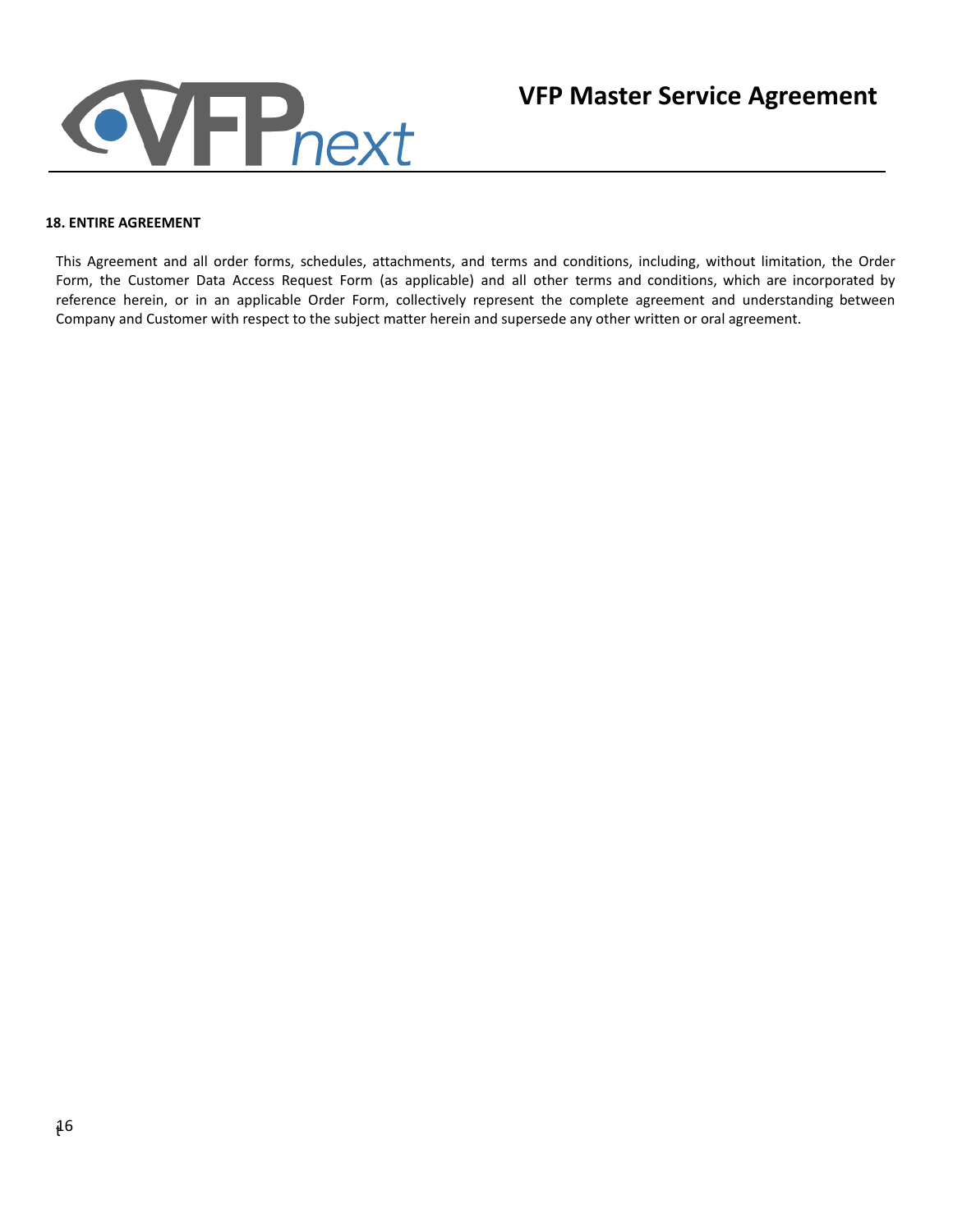**18. ENTIRE AGREEMENT**

This Agreement and all order forms, schedules, attachments, and terms and conditions, including, without limitation, the Order Form, the Customer Data Access Request Form (as applicable) and all other terms and conditions, which are incorporated by reference herein, or in an applicable Order Form, collectively represent the complete agreement and understanding between Company and Customer with respect to the subject matter herein and supersede any other written or oral agreement.